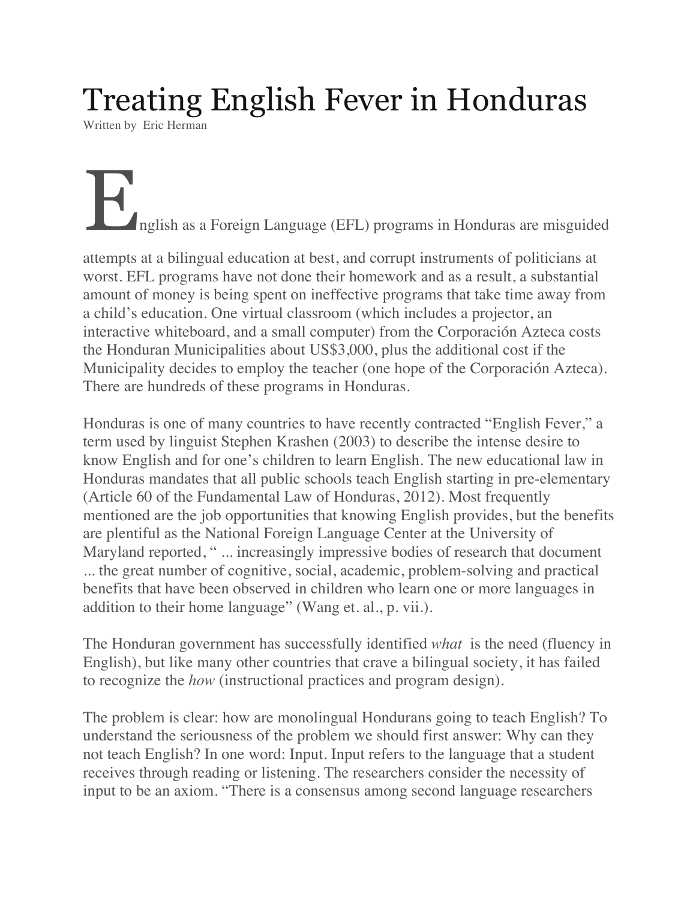# Treating English Fever in Honduras

Written by Eric Herman

English as a Foreign Language (EFL) programs in Honduras are misguided attempts at a bilingual education at best, and corrupt instruments of politicians at worst. EFL programs have not done their homework and as a result, a substantial amount of money is being spent on ineffective programs that take time away from a child's education. One virtual classroom (which includes a projector, an interactive whiteboard, and a small computer) from the Corporación Azteca costs the Honduran Municipalities about US$3,000, plus the additional cost if the Municipality decides to employ the teacher (one hope of the Corporación Azteca). There are hundreds of these programs in Honduras.

Honduras is one of many countries to have recently contracted "English Fever," a term used by linguist Stephen Krashen (2003) to describe the intense desire to know English and for one's children to learn English. The new educational law in Honduras mandates that all public schools teach English starting in pre-elementary (Article 60 of the Fundamental Law of Honduras, 2012). Most frequently mentioned are the job opportunities that knowing English provides, but the benefits are plentiful as the National Foreign Language Center at the University of Maryland reported, " ... increasingly impressive bodies of research that document ... the great number of cognitive, social, academic, problem-solving and practical benefits that have been observed in children who learn one or more languages in addition to their home language" (Wang et. al., p. vii.).

The Honduran government has successfully identified *what* is the need (fluency in English), but like many other countries that crave a bilingual society, it has failed to recognize the *how* (instructional practices and program design).

The problem is clear: how are monolingual Hondurans going to teach English? To understand the seriousness of the problem we should first answer: Why can they not teach English? In one word: Input. Input refers to the language that a student receives through reading or listening. The researchers consider the necessity of input to be an axiom. "There is a consensus among second language researchers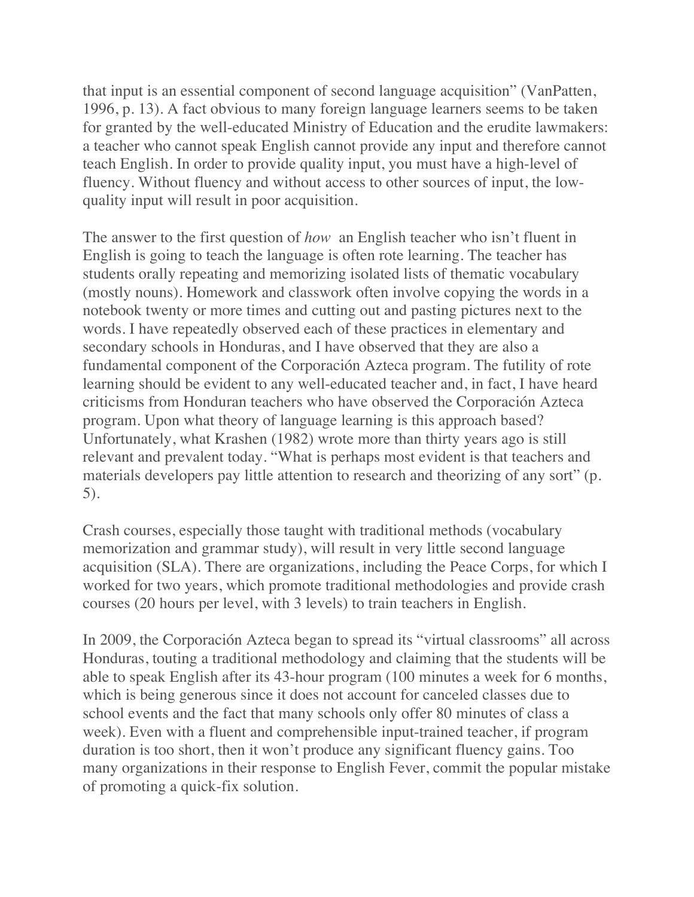that input is an essential component of second language acquisition" (VanPatten, 1996, p. 13). A fact obvious to many foreign language learners seems to be taken for granted by the well-educated Ministry of Education and the erudite lawmakers: a teacher who cannot speak English cannot provide any input and therefore cannot teach English. In order to provide quality input, you must have a high-level of fluency. Without fluency and without access to other sources of input, the low-quality input will result in poor acquisition.

The answer to the first question of *how* an English teacher who isn't fluent in English is going to teach the language is often rote learning. The teacher has students orally repeating and memorizing isolated lists of thematic vocabulary (mostly nouns). Homework and classwork often involve copying the words in a notebook twenty or more times and cutting out and pasting pictures next to the words. I have repeatedly observed each of these practices in elementary and secondary schools in Honduras, and I have observed that they are also a fundamental component of the Corporación Azteca program. The futility of rote learning should be evident to any well-educated teacher and, in fact, I have heard criticisms from Honduran teachers who have observed the Corporación Azteca program. Upon what theory of language learning is this approach based? Unfortunately, what Krashen (1982) wrote more than thirty years ago is still relevant and prevalent today. "What is perhaps most evident is that teachers and materials developers pay little attention to research and theorizing of any sort" (p. 5).

Crash courses, especially those taught with traditional methods (vocabulary memorization and grammar study), will result in very little second language acquisition (SLA). There are organizations, including the Peace Corps, for which I worked for two years, which promote traditional methodologies and provide crash courses (20 hours per level, with 3 levels) to train teachers in English.

In 2009, the Corporación Azteca began to spread its "virtual classrooms" all across Honduras, touting a traditional methodology and claiming that the students will be able to speak English after its 43-hour program (100 minutes a week for 6 months, which is being generous since it does not account for canceled classes due to school events and the fact that many schools only offer 80 minutes of class a week). Even with a fluent and comprehensible input-trained teacher, if program duration is too short, then it won't produce any significant fluency gains. Too many organizations in their response to English Fever, commit the popular mistake of promoting a quick-fix solution.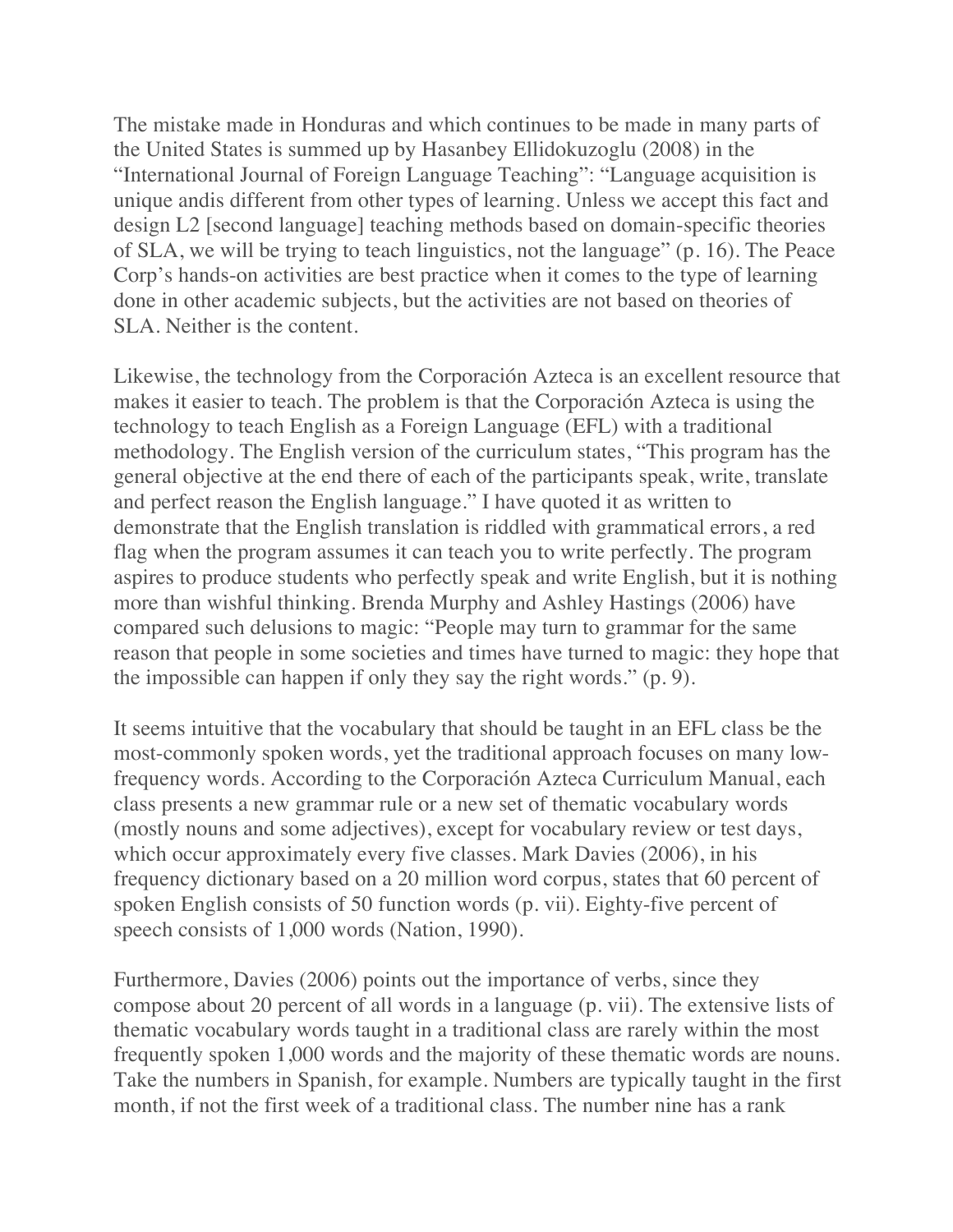The mistake made in Honduras and which continues to be made in many parts of the United States is summed up by Hasanbey Ellidokuzoglu (2008) in the "International Journal of Foreign Language Teaching": "Language acquisition is unique andis different from other types of learning. Unless we accept this fact and design L2 [second language] teaching methods based on domain-specific theories of SLA, we will be trying to teach linguistics, not the language" (p. 16). The Peace Corp's hands-on activities are best practice when it comes to the type of learning done in other academic subjects, but the activities are not based on theories of SLA. Neither is the content.

Likewise, the technology from the Corporación Azteca is an excellent resource that makes it easier to teach. The problem is that the Corporación Azteca is using the technology to teach English as a Foreign Language (EFL) with a traditional methodology. The English version of the curriculum states, "This program has the general objective at the end there of each of the participants speak, write, translate and perfect reason the English language." I have quoted it as written to demonstrate that the English translation is riddled with grammatical errors, a red flag when the program assumes it can teach you to write perfectly. The program aspires to produce students who perfectly speak and write English, but it is nothing more than wishful thinking. Brenda Murphy and Ashley Hastings (2006) have compared such delusions to magic: "People may turn to grammar for the same reason that people in some societies and times have turned to magic: they hope that the impossible can happen if only they say the right words." (p. 9).

It seems intuitive that the vocabulary that should be taught in an EFL class be the most-commonly spoken words, yet the traditional approach focuses on many low-frequency words. According to the Corporación Azteca Curriculum Manual, each class presents a new grammar rule or a new set of thematic vocabulary words (mostly nouns and some adjectives), except for vocabulary review or test days, which occur approximately every five classes. Mark Davies (2006), in his frequency dictionary based on a 20 million word corpus, states that 60 percent of spoken English consists of 50 function words (p. vii). Eighty-five percent of speech consists of 1,000 words (Nation, 1990).

Furthermore, Davies (2006) points out the importance of verbs, since they compose about 20 percent of all words in a language (p. vii). The extensive lists of thematic vocabulary words taught in a traditional class are rarely within the most frequently spoken 1,000 words and the majority of these thematic words are nouns. Take the numbers in Spanish, for example. Numbers are typically taught in the first month, if not the first week of a traditional class. The number nine has a rank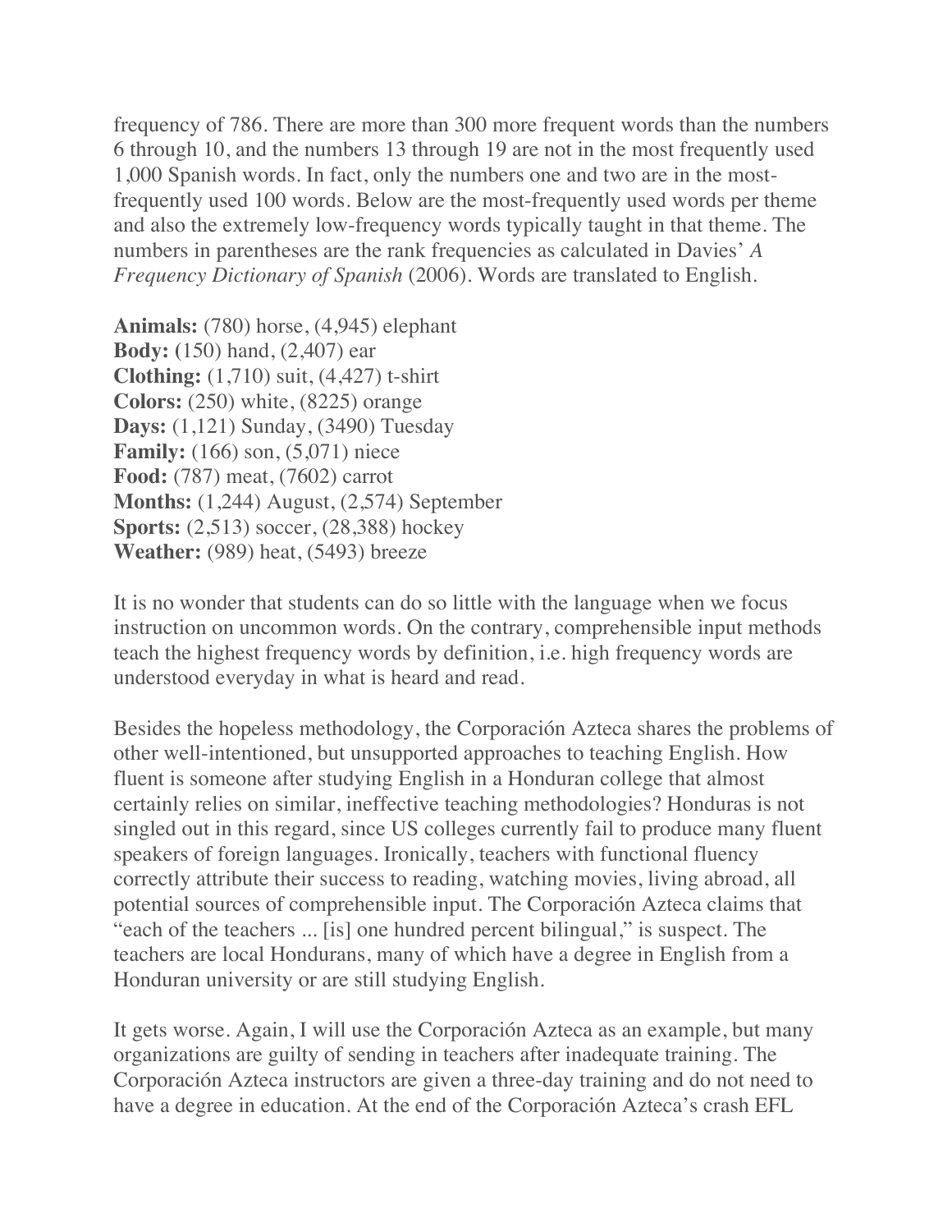frequency of 786. There are more than 300 more frequent words than the numbers 6 through 10, and the numbers 13 through 19 are not in the most frequently used 1,000 Spanish words. In fact, only the numbers one and two are in the most-frequently used 100 words. Below are the most-frequently used words per theme and also the extremely low-frequency words typically taught in that theme. The numbers in parentheses are the rank frequencies as calculated in Davies' *A Frequency Dictionary of Spanish* (2006). Words are translated to English.

**Animals:** (780) horse, (4,945) elephant
**Body: (**150) hand, (2,407) ear
**Clothing:** (1,710) suit, (4,427) t-shirt
**Colors:** (250) white, (8225) orange
**Days:** (1,121) Sunday, (3490) Tuesday
**Family:** (166) son, (5,071) niece
**Food:** (787) meat, (7602) carrot
**Months:** (1,244) August, (2,574) September
**Sports:** (2,513) soccer, (28,388) hockey
**Weather:** (989) heat, (5493) breeze

It is no wonder that students can do so little with the language when we focus instruction on uncommon words. On the contrary, comprehensible input methods teach the highest frequency words by definition, i.e. high frequency words are understood everyday in what is heard and read.

Besides the hopeless methodology, the Corporación Azteca shares the problems of other well-intentioned, but unsupported approaches to teaching English. How fluent is someone after studying English in a Honduran college that almost certainly relies on similar, ineffective teaching methodologies? Honduras is not singled out in this regard, since US colleges currently fail to produce many fluent speakers of foreign languages. Ironically, teachers with functional fluency correctly attribute their success to reading, watching movies, living abroad, all potential sources of comprehensible input. The Corporación Azteca claims that "each of the teachers ... [is] one hundred percent bilingual," is suspect. The teachers are local Hondurans, many of which have a degree in English from a Honduran university or are still studying English.

It gets worse. Again, I will use the Corporación Azteca as an example, but many organizations are guilty of sending in teachers after inadequate training. The Corporación Azteca instructors are given a three-day training and do not need to have a degree in education. At the end of the Corporación Azteca's crash EFL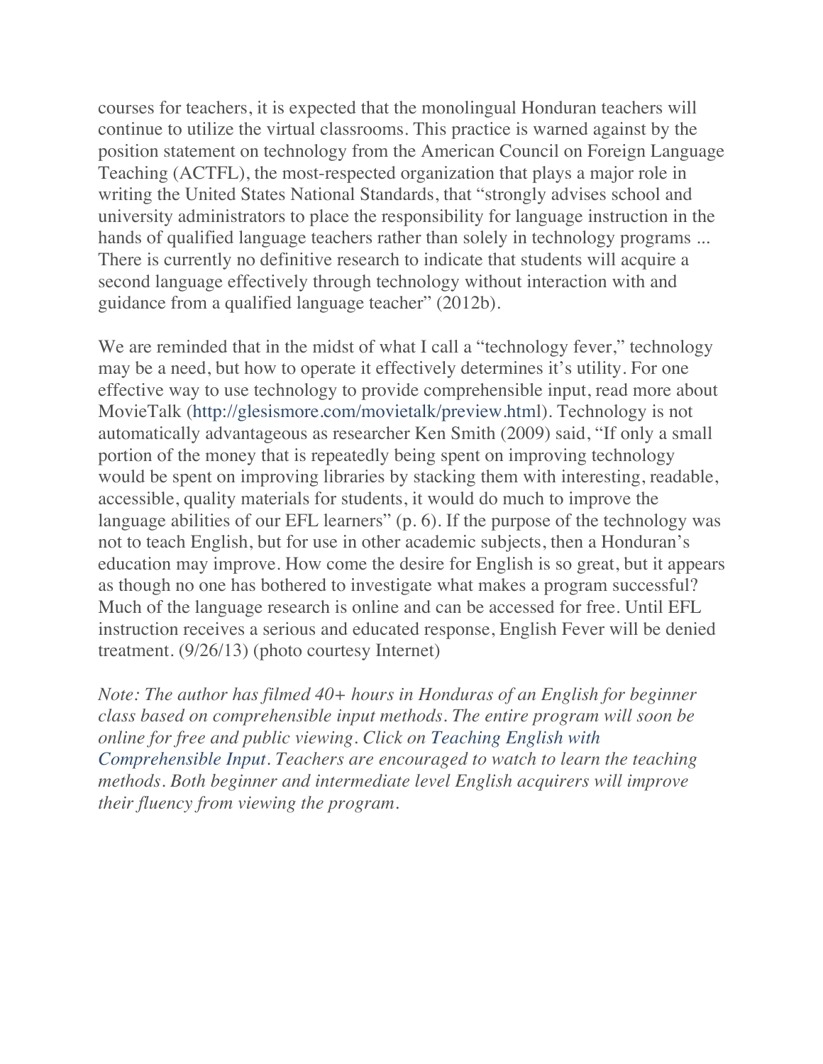courses for teachers, it is expected that the monolingual Honduran teachers will continue to utilize the virtual classrooms. This practice is warned against by the position statement on technology from the American Council on Foreign Language Teaching (ACTFL), the most-respected organization that plays a major role in writing the United States National Standards, that "strongly advises school and university administrators to place the responsibility for language instruction in the hands of qualified language teachers rather than solely in technology programs ... There is currently no definitive research to indicate that students will acquire a second language effectively through technology without interaction with and guidance from a qualified language teacher" (2012b).

We are reminded that in the midst of what I call a "technology fever," technology may be a need, but how to operate it effectively determines it's utility. For one effective way to use technology to provide comprehensible input, read more about MovieTalk (http://glesismore.com/movietalk/preview.html). Technology is not automatically advantageous as researcher Ken Smith (2009) said, "If only a small portion of the money that is repeatedly being spent on improving technology would be spent on improving libraries by stacking them with interesting, readable, accessible, quality materials for students, it would do much to improve the language abilities of our EFL learners" (p. 6). If the purpose of the technology was not to teach English, but for use in other academic subjects, then a Honduran's education may improve. How come the desire for English is so great, but it appears as though no one has bothered to investigate what makes a program successful? Much of the language research is online and can be accessed for free. Until EFL instruction receives a serious and educated response, English Fever will be denied treatment. (9/26/13) (photo courtesy Internet)

*Note: The author has filmed 40+ hours in Honduras of an English for beginner class based on comprehensible input methods. The entire program will soon be online for free and public viewing. Click on Teaching English with Comprehensible Input. Teachers are encouraged to watch to learn the teaching methods. Both beginner and intermediate level English acquirers will improve their fluency from viewing the program.*